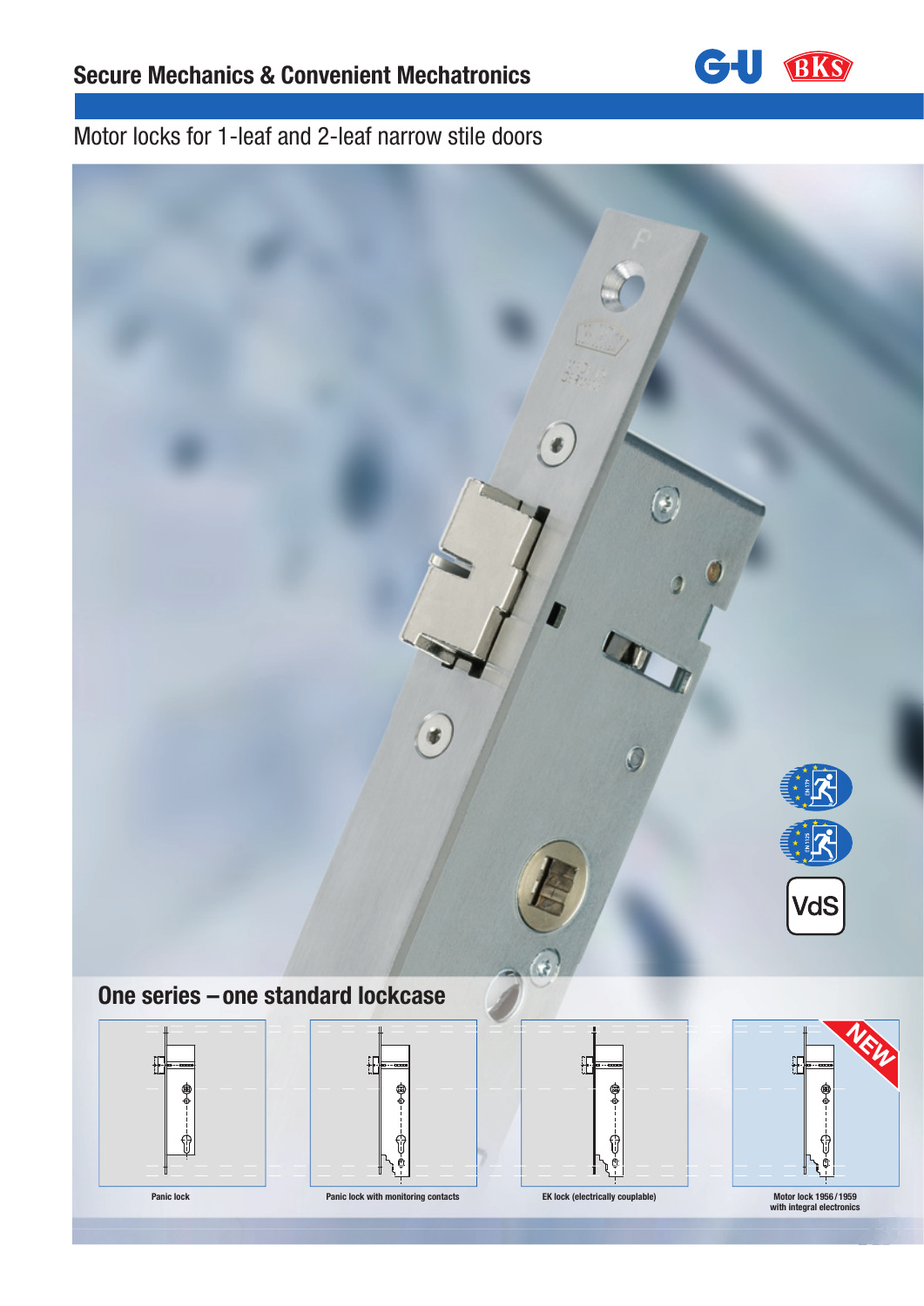# Secure Mechanics & Convenient Mechatronics

## Motor locks for 1-leaf and 2-leaf narrow stile doors

## One series – one standard lockcase

Panic lock

Panic lock with monitoring contacts

EK lock (electrically couplable)

NEW

Motor lock 1956 / 1959
with integral electronics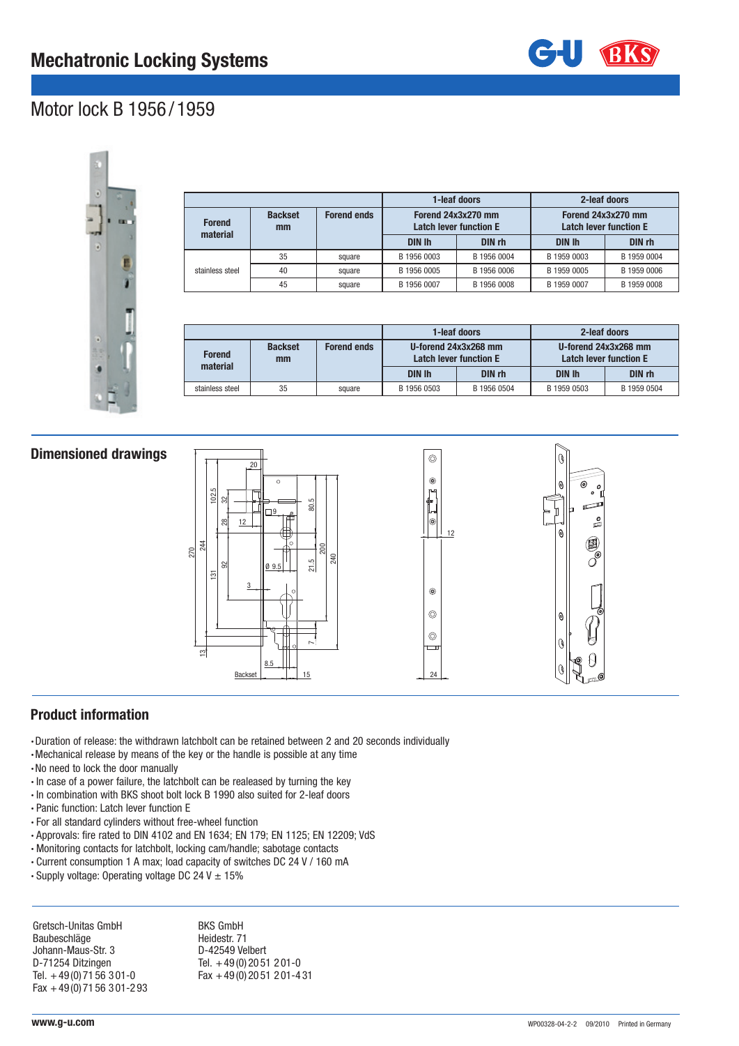# Mechatronic Locking Systems

## Motor lock B 1956 / 1959

| Forend material | Backset mm | Forend ends | 1-leaf doors Forend 24x3x270 mm Latch lever function E | | 2-leaf doors Forend 24x3x270 mm Latch lever function E | |
|---|---|---|---|---|---|---|
| | | | DIN lh | DIN rh | DIN lh | DIN rh |
| stainless steel | 35 | square | B 1956 0003 | B 1956 0004 | B 1959 0003 | B 1959 0004 |
| | 40 | square | B 1956 0005 | B 1956 0006 | B 1959 0005 | B 1959 0006 |
| | 45 | square | B 1956 0007 | B 1956 0008 | B 1959 0007 | B 1959 0008 |

| Forend material | Backset mm | Forend ends | 1-leaf doors U-forend 24x3x268 mm Latch lever function E | | 2-leaf doors U-forend 24x3x268 mm Latch lever function E | |
|---|---|---|---|---|---|---|
| | | | DIN lh | DIN rh | DIN lh | DIN rh |
| stainless steel | 35 | square | B 1956 0503 | B 1956 0504 | B 1959 0503 | B 1959 0504 |

## Dimensioned drawings

20
102.5
32
9
80.5
28
12
270
244
200
240
131
92
Ø 9.5
21.5
3
7
13
8.5
Backset
15
12
24

## Product information

- Duration of release: the withdrawn latchbolt can be retained between 2 and 20 seconds individually
- Mechanical release by means of the key or the handle is possible at any time
- No need to lock the door manually
- In case of a power failure, the latchbolt can be realeased by turning the key
- In combination with BKS shoot bolt lock B 1990 also suited for 2-leaf doors
- Panic function: Latch lever function E
- For all standard cylinders without free-wheel function
- Approvals: fire rated to DIN 4102 and EN 1634; EN 179; EN 1125; EN 12209; VdS
- Monitoring contacts for latchbolt, locking cam/handle; sabotage contacts
- Current consumption 1 A max; load capacity of switches DC 24 V / 160 mA
- Supply voltage: Operating voltage DC 24 V ± 15%

Gretsch-Unitas GmbH
Baubeschläge
Johann-Maus-Str. 3
D-71254 Ditzingen
Tel. +49(0)71 56 301-0
Fax +49(0)71 56 301-293

BKS GmbH
Heidestr. 71
D-42549 Velbert
Tel. +49(0)20 51 201-0
Fax +49(0)20 51 201-431

www.g-u.com

WP00328-04-2-2 09/2010 Printed in Germany